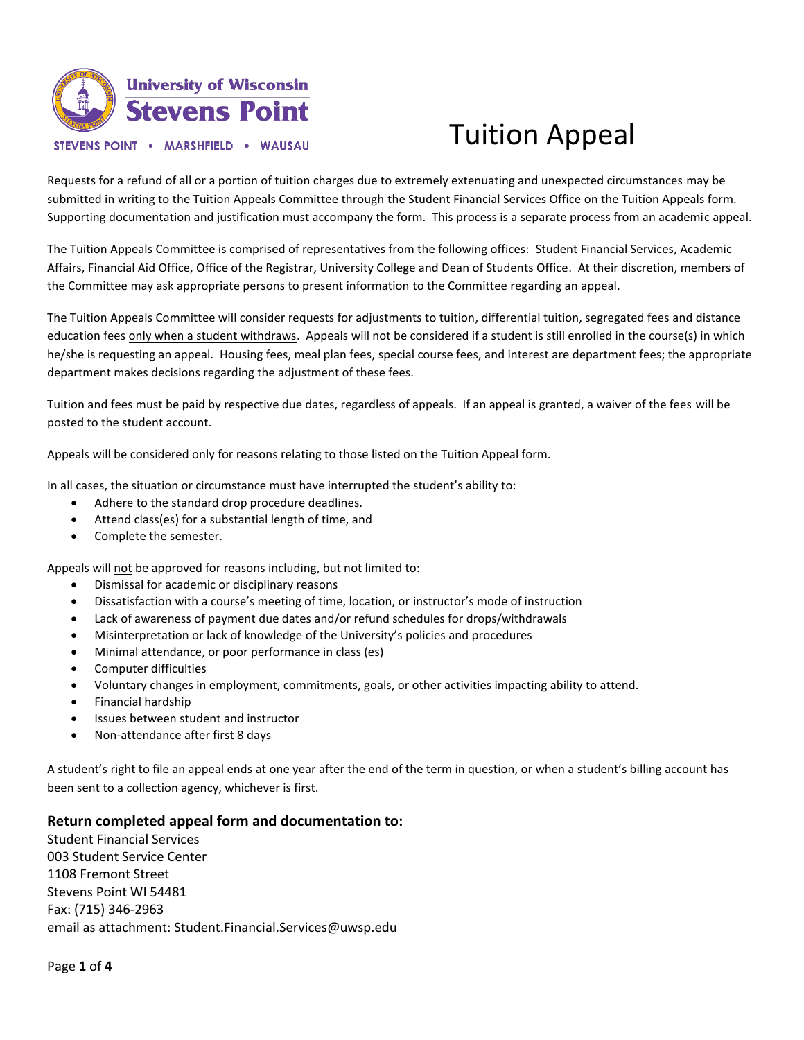University of Wisconsin Stevens Point

STEVENS POINT • MARSHFIELD • WAUSAU

# Tuition Appeal

Requests for a refund of all or a portion of tuition charges due to extremely extenuating and unexpected circumstances may be submitted in writing to the Tuition Appeals Committee through the Student Financial Services Office on the Tuition Appeals form. Supporting documentation and justification must accompany the form. This process is a separate process from an academic appeal.

The Tuition Appeals Committee is comprised of representatives from the following offices: Student Financial Services, Academic Affairs, Financial Aid Office, Office of the Registrar, University College and Dean of Students Office. At their discretion, members of the Committee may ask appropriate persons to present information to the Committee regarding an appeal.

The Tuition Appeals Committee will consider requests for adjustments to tuition, differential tuition, segregated fees and distance education fees <u>only when a student withdraws</u>. Appeals will not be considered if a student is still enrolled in the course(s) in which he/she is requesting an appeal. Housing fees, meal plan fees, special course fees, and interest are department fees; the appropriate department makes decisions regarding the adjustment of these fees.

Tuition and fees must be paid by respective due dates, regardless of appeals. If an appeal is granted, a waiver of the fees will be posted to the student account.

Appeals will be considered only for reasons relating to those listed on the Tuition Appeal form.

In all cases, the situation or circumstance must have interrupted the student's ability to:

- Adhere to the standard drop procedure deadlines.
- Attend class(es) for a substantial length of time, and
- Complete the semester.

Appeals will <u>not</u> be approved for reasons including, but not limited to:

- Dismissal for academic or disciplinary reasons
- Dissatisfaction with a course's meeting of time, location, or instructor's mode of instruction
- Lack of awareness of payment due dates and/or refund schedules for drops/withdrawals
- Misinterpretation or lack of knowledge of the University's policies and procedures
- Minimal attendance, or poor performance in class (es)
- Computer difficulties
- Voluntary changes in employment, commitments, goals, or other activities impacting ability to attend.
- Financial hardship
- Issues between student and instructor
- Non-attendance after first 8 days

A student's right to file an appeal ends at one year after the end of the term in question, or when a student's billing account has been sent to a collection agency, whichever is first.

### Return completed appeal form and documentation to:

Student Financial Services
003 Student Service Center
1108 Fremont Street
Stevens Point WI 54481
Fax: (715) 346-2963
email as attachment: Student.Financial.Services@uwsp.edu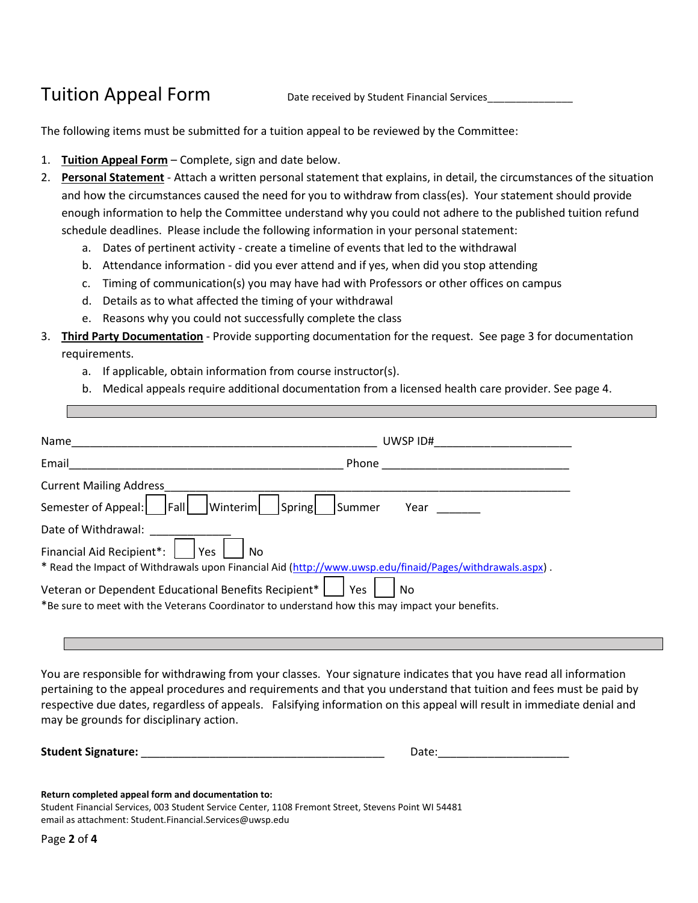# Tuition Appeal Form

Date received by Student Financial Services_______________

The following items must be submitted for a tuition appeal to be reviewed by the Committee:

1. **Tuition Appeal Form** – Complete, sign and date below.
2. **Personal Statement** - Attach a written personal statement that explains, in detail, the circumstances of the situation and how the circumstances caused the need for you to withdraw from class(es). Your statement should provide enough information to help the Committee understand why you could not adhere to the published tuition refund schedule deadlines. Please include the following information in your personal statement:
   a. Dates of pertinent activity - create a timeline of events that led to the withdrawal
   b. Attendance information - did you ever attend and if yes, when did you stop attending
   c. Timing of communication(s) you may have had with Professors or other offices on campus
   d. Details as to what affected the timing of your withdrawal
   e. Reasons why you could not successfully complete the class
3. **Third Party Documentation** - Provide supporting documentation for the request. See page 3 for documentation requirements.
   a. If applicable, obtain information from course instructor(s).
   b. Medical appeals require additional documentation from a licensed health care provider. See page 4.

---

Name___________________________________________________ UWSP ID#______________________

Email_____________________________________________ Phone ______________________________

Current Mailing Address_________________________________________________________________

Semester of Appeal: ☐ Fall ☐ Winterim ☐ Spring ☐ Summer Year _______

Date of Withdrawal: _____________

Financial Aid Recipient*: ☐ Yes ☐ No

* Read the Impact of Withdrawals upon Financial Aid (http://www.uwsp.edu/finaid/Pages/withdrawals.aspx) .

Veteran or Dependent Educational Benefits Recipient* ☐ Yes ☐ No

*Be sure to meet with the Veterans Coordinator to understand how this may impact your benefits.

---

You are responsible for withdrawing from your classes. Your signature indicates that you have read all information pertaining to the appeal procedures and requirements and that you understand that tuition and fees must be paid by respective due dates, regardless of appeals. Falsifying information on this appeal will result in immediate denial and may be grounds for disciplinary action.

**Student Signature:** _______________________________________ Date:_____________________

**Return completed appeal form and documentation to:**
Student Financial Services, 003 Student Service Center, 1108 Fremont Street, Stevens Point WI 54481
email as attachment: Student.Financial.Services@uwsp.edu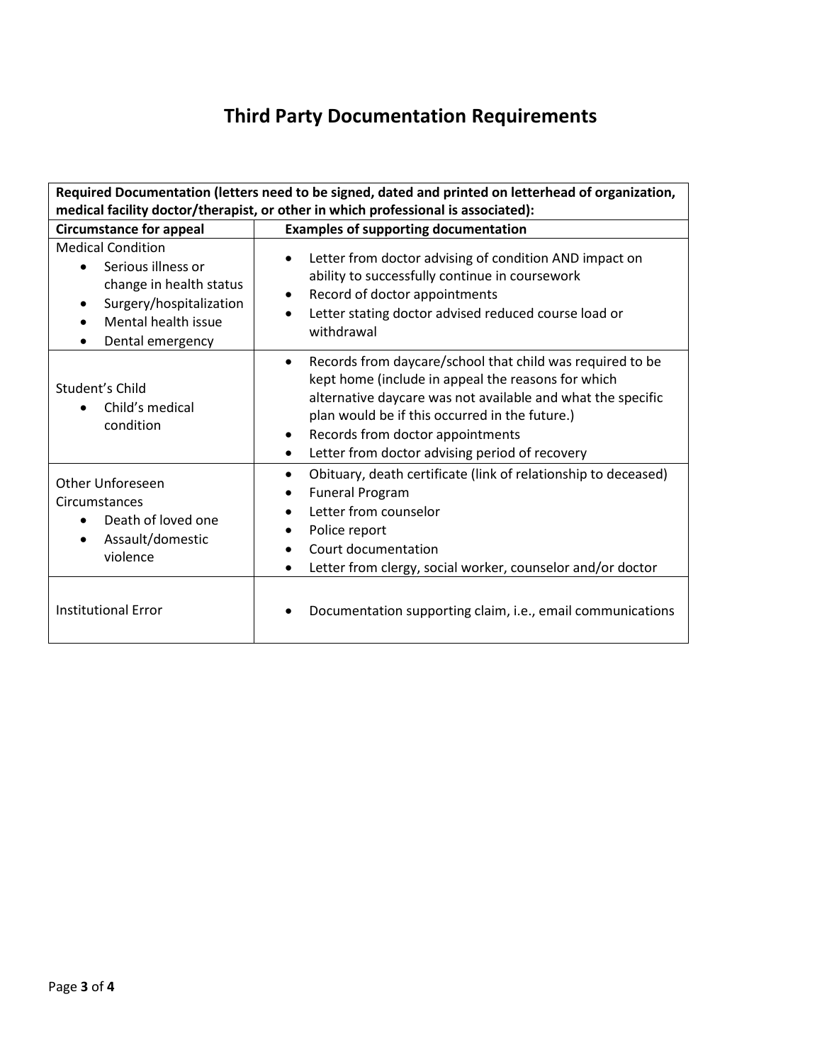# Third Party Documentation Requirements

| **Required Documentation (letters need to be signed, dated and printed on letterhead of organization, medical facility doctor/therapist, or other in which professional is associated):** | |
|---|---|
| **Circumstance for appeal** | **Examples of supporting documentation** |
| Medical Condition<br>• Serious illness or change in health status<br>• Surgery/hospitalization<br>• Mental health issue<br>• Dental emergency | • Letter from doctor advising of condition AND impact on ability to successfully continue in coursework<br>• Record of doctor appointments<br>• Letter stating doctor advised reduced course load or withdrawal |
| Student's Child<br>• Child's medical condition | • Records from daycare/school that child was required to be kept home (include in appeal the reasons for which alternative daycare was not available and what the specific plan would be if this occurred in the future.)<br>• Records from doctor appointments<br>• Letter from doctor advising period of recovery |
| Other Unforeseen Circumstances<br>• Death of loved one<br>• Assault/domestic violence | • Obituary, death certificate (link of relationship to deceased)<br>• Funeral Program<br>• Letter from counselor<br>• Police report<br>• Court documentation<br>• Letter from clergy, social worker, counselor and/or doctor |
| Institutional Error | • Documentation supporting claim, i.e., email communications |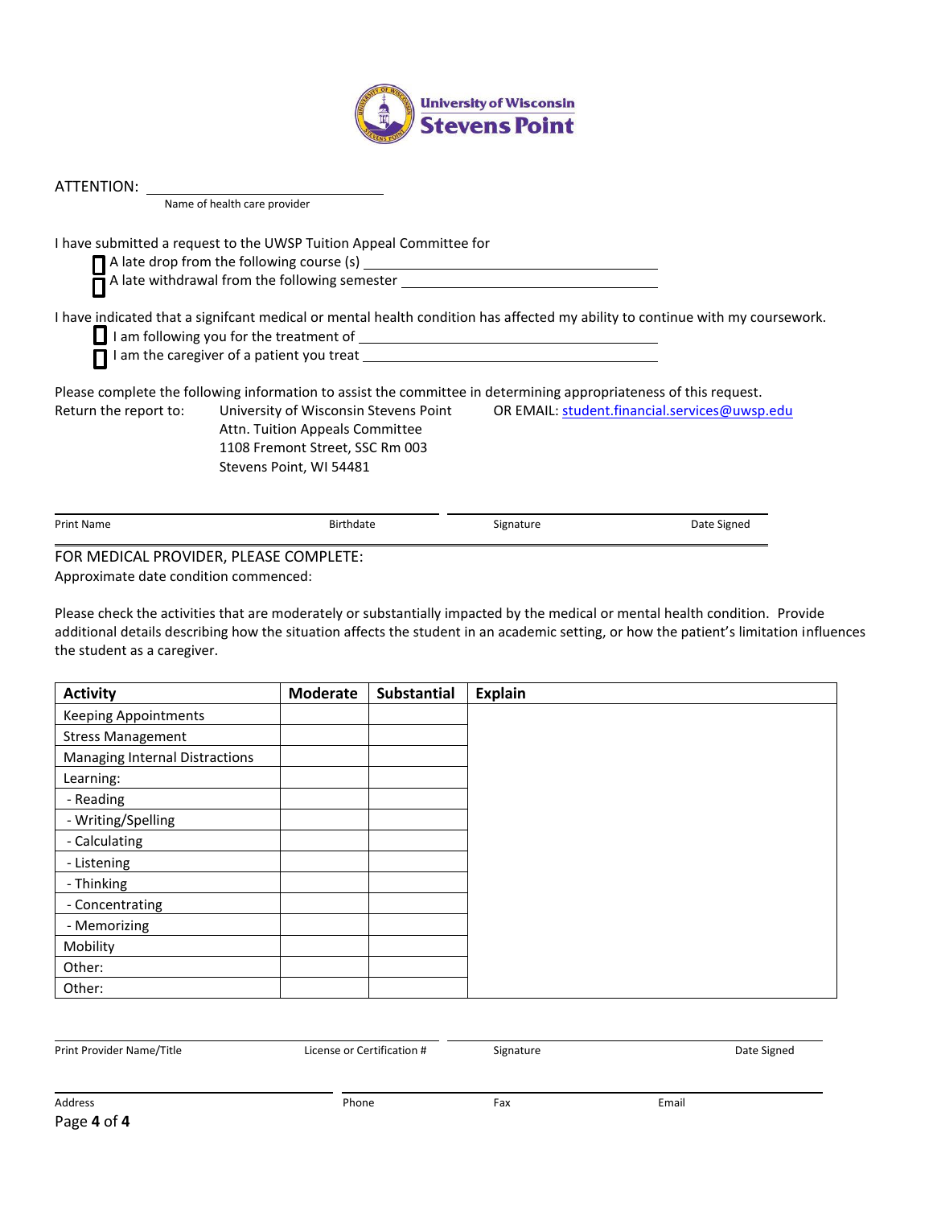University of Wisconsin Stevens Point

ATTENTION: ______________________________
Name of health care provider

I have submitted a request to the UWSP Tuition Appeal Committee for

- ☐ A late drop from the following course (s) ______________________________
- ☐ A late withdrawal from the following semester ______________________________

I have indicated that a signifcant medical or mental health condition has affected my ability to continue with my coursework.

- ☐ I am following you for the treatment of ______________________________
- ☐ I am the caregiver of a patient you treat ______________________________

Please complete the following information to assist the committee in determining appropriateness of this request.

Return the report to: University of Wisconsin Stevens Point
Attn. Tuition Appeals Committee
1108 Fremont Street, SSC Rm 003
Stevens Point, WI 54481

OR EMAIL: student.financial.services@uwsp.edu

______________________________ ______________________________
Print Name Birthdate Signature Date Signed

FOR MEDICAL PROVIDER, PLEASE COMPLETE:

Approximate date condition commenced:

Please check the activities that are moderately or substantially impacted by the medical or mental health condition. Provide additional details describing how the situation affects the student in an academic setting, or how the patient's limitation influences the student as a caregiver.

| Activity | Moderate | Substantial | Explain |
|---|---|---|---|
| Keeping Appointments | | | |
| Stress Management | | | |
| Managing Internal Distractions | | | |
| Learning: | | | |
| - Reading | | | |
| - Writing/Spelling | | | |
| - Calculating | | | |
| - Listening | | | |
| - Thinking | | | |
| - Concentrating | | | |
| - Memorizing | | | |
| Mobility | | | |
| Other: | | | |
| Other: | | | |

______________________________ ______________________________
Print Provider Name/Title License or Certification # Signature Date Signed

______________________________ ______________________________
Address Phone Fax Email